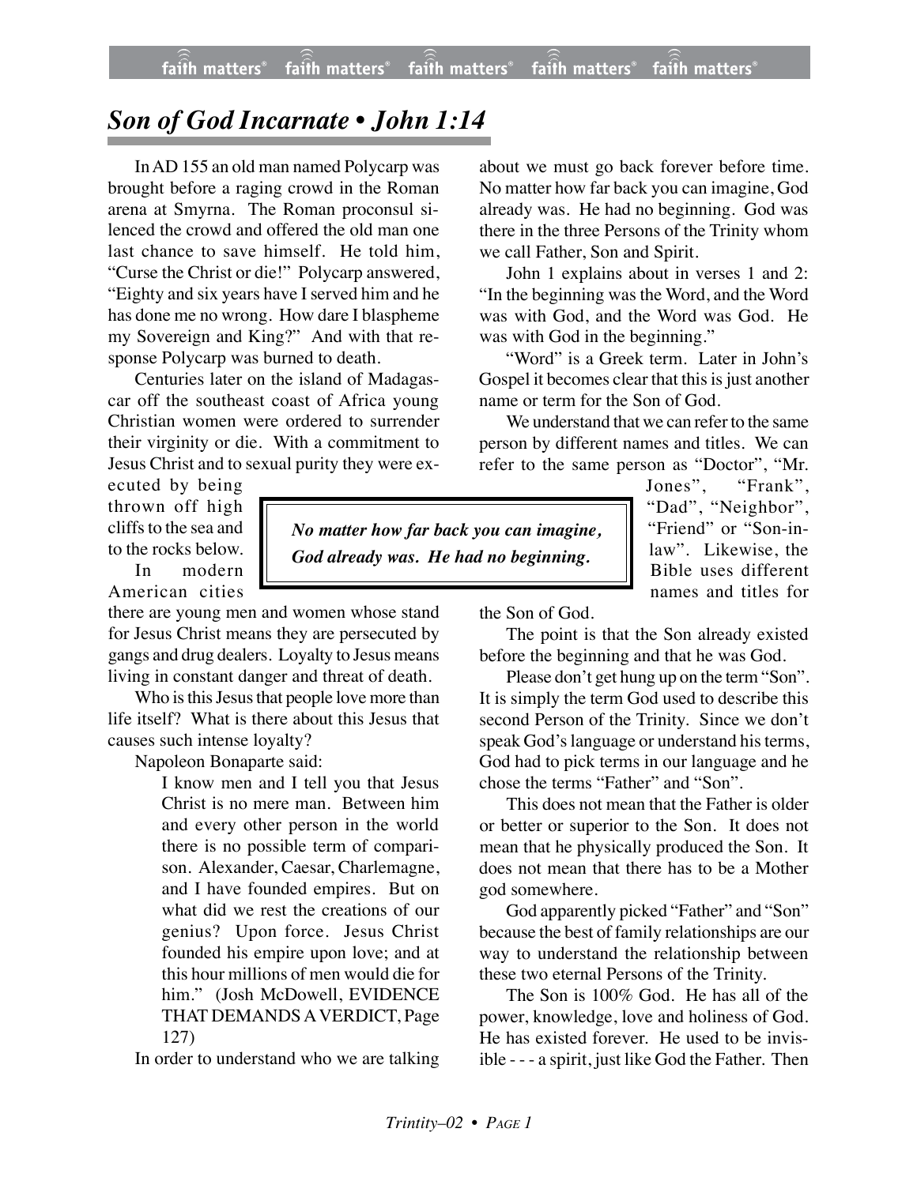# *Son of God Incarnate • John 1:14*

In AD 155 an old man named Polycarp was brought before a raging crowd in the Roman arena at Smyrna. The Roman proconsul silenced the crowd and offered the old man one last chance to save himself. He told him, "Curse the Christ or die!" Polycarp answered, "Eighty and six years have I served him and he has done me no wrong. How dare I blaspheme my Sovereign and King?" And with that response Polycarp was burned to death.

Centuries later on the island of Madagascar off the southeast coast of Africa young Christian women were ordered to surrender their virginity or die. With a commitment to Jesus Christ and to sexual purity they were executed by being thrown off high cliffs to the sea and to the rocks below.

In modern American cities there are young men and women whose stand for Jesus Christ means they are persecuted by gangs and drug dealers. Loyalty to Jesus means living in constant danger and threat of death.

Who is this Jesus that people love more than life itself? What is there about this Jesus that causes such intense loyalty?

Napoleon Bonaparte said:

> I know men and I tell you that Jesus Christ is no mere man. Between him and every other person in the world there is no possible term of comparison. Alexander, Caesar, Charlemagne, and I have founded empires. But on what did we rest the creations of our genius? Upon force. Jesus Christ founded his empire upon love; and at this hour millions of men would die for him." (Josh McDowell, EVIDENCE THAT DEMANDS A VERDICT, Page 127)

In order to understand who we are talking about we must go back forever before time. No matter how far back you can imagine, God already was. He had no beginning. God was there in the three Persons of the Trinity whom we call Father, Son and Spirit.

John 1 explains about in verses 1 and 2: "In the beginning was the Word, and the Word was with God, and the Word was God. He was with God in the beginning."

"Word" is a Greek term. Later in John's Gospel it becomes clear that this is just another name or term for the Son of God.

We understand that we can refer to the same person by different names and titles. We can refer to the same person as "Doctor", "Mr. Jones", "Frank", "Dad", "Neighbor", "Friend" or "Son-in-law". Likewise, the Bible uses different names and titles for the Son of God.

> ***No matter how far back you can imagine, God already was. He had no beginning.***

The point is that the Son already existed before the beginning and that he was God.

Please don't get hung up on the term "Son". It is simply the term God used to describe this second Person of the Trinity. Since we don't speak God's language or understand his terms, God had to pick terms in our language and he chose the terms "Father" and "Son".

This does not mean that the Father is older or better or superior to the Son. It does not mean that he physically produced the Son. It does not mean that there has to be a Mother god somewhere.

God apparently picked "Father" and "Son" because the best of family relationships are our way to understand the relationship between these two eternal Persons of the Trinity.

The Son is 100% God. He has all of the power, knowledge, love and holiness of God. He has existed forever. He used to be invisible - - - a spirit, just like God the Father. Then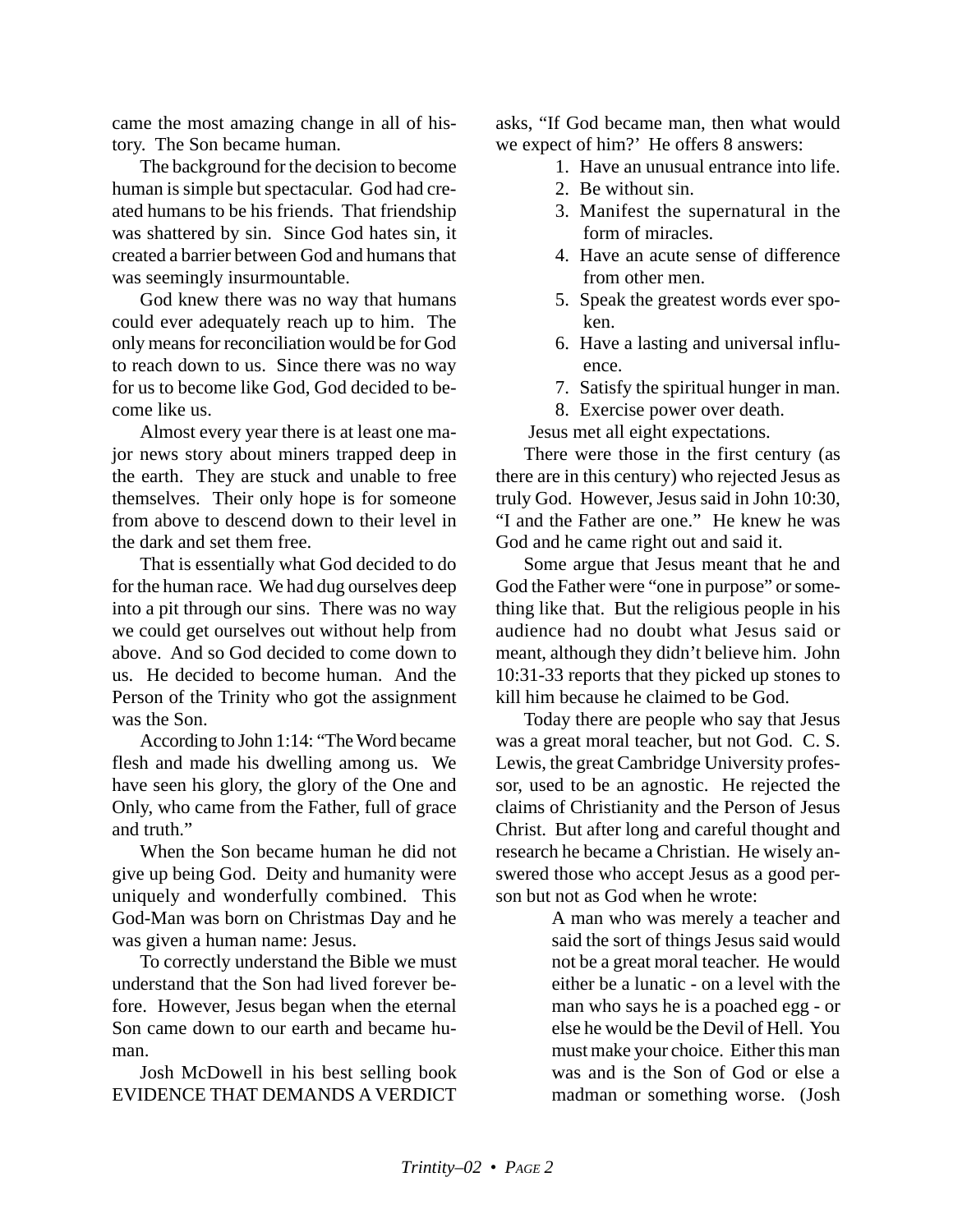came the most amazing change in all of history. The Son became human.

The background for the decision to become human is simple but spectacular. God had created humans to be his friends. That friendship was shattered by sin. Since God hates sin, it created a barrier between God and humans that was seemingly insurmountable.

God knew there was no way that humans could ever adequately reach up to him. The only means for reconciliation would be for God to reach down to us. Since there was no way for us to become like God, God decided to become like us.

Almost every year there is at least one major news story about miners trapped deep in the earth. They are stuck and unable to free themselves. Their only hope is for someone from above to descend down to their level in the dark and set them free.

That is essentially what God decided to do for the human race. We had dug ourselves deep into a pit through our sins. There was no way we could get ourselves out without help from above. And so God decided to come down to us. He decided to become human. And the Person of the Trinity who got the assignment was the Son.

According to John 1:14: "The Word became flesh and made his dwelling among us. We have seen his glory, the glory of the One and Only, who came from the Father, full of grace and truth."

When the Son became human he did not give up being God. Deity and humanity were uniquely and wonderfully combined. This God-Man was born on Christmas Day and he was given a human name: Jesus.

To correctly understand the Bible we must understand that the Son had lived forever before. However, Jesus began when the eternal Son came down to our earth and became human.

Josh McDowell in his best selling book EVIDENCE THAT DEMANDS A VERDICT asks, "If God became man, then what would we expect of him?' He offers 8 answers:

1. Have an unusual entrance into life.
2. Be without sin.
3. Manifest the supernatural in the form of miracles.
4. Have an acute sense of difference from other men.
5. Speak the greatest words ever spoken.
6. Have a lasting and universal influence.
7. Satisfy the spiritual hunger in man.
8. Exercise power over death.

Jesus met all eight expectations.

There were those in the first century (as there are in this century) who rejected Jesus as truly God. However, Jesus said in John 10:30, "I and the Father are one." He knew he was God and he came right out and said it.

Some argue that Jesus meant that he and God the Father were "one in purpose" or something like that. But the religious people in his audience had no doubt what Jesus said or meant, although they didn't believe him. John 10:31-33 reports that they picked up stones to kill him because he claimed to be God.

Today there are people who say that Jesus was a great moral teacher, but not God. C. S. Lewis, the great Cambridge University professor, used to be an agnostic. He rejected the claims of Christianity and the Person of Jesus Christ. But after long and careful thought and research he became a Christian. He wisely answered those who accept Jesus as a good person but not as God when he wrote:

> A man who was merely a teacher and said the sort of things Jesus said would not be a great moral teacher. He would either be a lunatic - on a level with the man who says he is a poached egg - or else he would be the Devil of Hell. You must make your choice. Either this man was and is the Son of God or else a madman or something worse. (Josh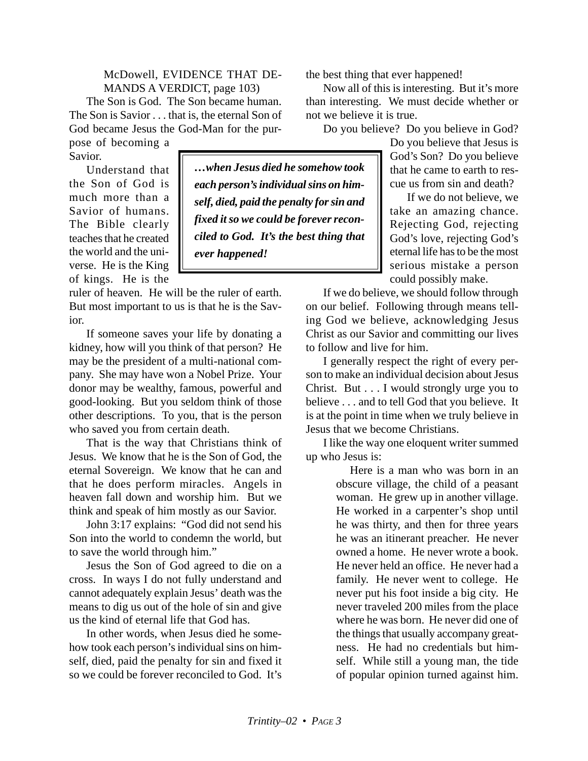McDowell, EVIDENCE THAT DEMANDS A VERDICT, page 103)

The Son is God. The Son became human. The Son is Savior . . . that is, the eternal Son of God became Jesus the God-Man for the purpose of becoming a Savior.

> ***…when Jesus died he somehow took each person's individual sins on himself, died, paid the penalty for sin and fixed it so we could be forever reconciled to God. It's the best thing that ever happened!***

Understand that the Son of God is much more than a Savior of humans. The Bible clearly teaches that he created the world and the universe. He is the King of kings. He is the ruler of heaven. He will be the ruler of earth. But most important to us is that he is the Savior.

If someone saves your life by donating a kidney, how will you think of that person? He may be the president of a multi-national company. She may have won a Nobel Prize. Your donor may be wealthy, famous, powerful and good-looking. But you seldom think of those other descriptions. To you, that is the person who saved you from certain death.

That is the way that Christians think of Jesus. We know that he is the Son of God, the eternal Sovereign. We know that he can and that he does perform miracles. Angels in heaven fall down and worship him. But we think and speak of him mostly as our Savior.

John 3:17 explains: "God did not send his Son into the world to condemn the world, but to save the world through him."

Jesus the Son of God agreed to die on a cross. In ways I do not fully understand and cannot adequately explain Jesus' death was the means to dig us out of the hole of sin and give us the kind of eternal life that God has.

In other words, when Jesus died he somehow took each person's individual sins on himself, died, paid the penalty for sin and fixed it so we could be forever reconciled to God. It's the best thing that ever happened!

Now all of this is interesting. But it's more than interesting. We must decide whether or not we believe it is true.

Do you believe? Do you believe in God? Do you believe that Jesus is God's Son? Do you believe that he came to earth to rescue us from sin and death?

If we do not believe, we take an amazing chance. Rejecting God, rejecting God's love, rejecting God's eternal life has to be the most serious mistake a person could possibly make.

If we do believe, we should follow through on our belief. Following through means telling God we believe, acknowledging Jesus Christ as our Savior and committing our lives to follow and live for him.

I generally respect the right of every person to make an individual decision about Jesus Christ. But . . . I would strongly urge you to believe . . . and to tell God that you believe. It is at the point in time when we truly believe in Jesus that we become Christians.

I like the way one eloquent writer summed up who Jesus is:

> Here is a man who was born in an obscure village, the child of a peasant woman. He grew up in another village. He worked in a carpenter's shop until he was thirty, and then for three years he was an itinerant preacher. He never owned a home. He never wrote a book. He never held an office. He never had a family. He never went to college. He never put his foot inside a big city. He never traveled 200 miles from the place where he was born. He never did one of the things that usually accompany greatness. He had no credentials but himself. While still a young man, the tide of popular opinion turned against him.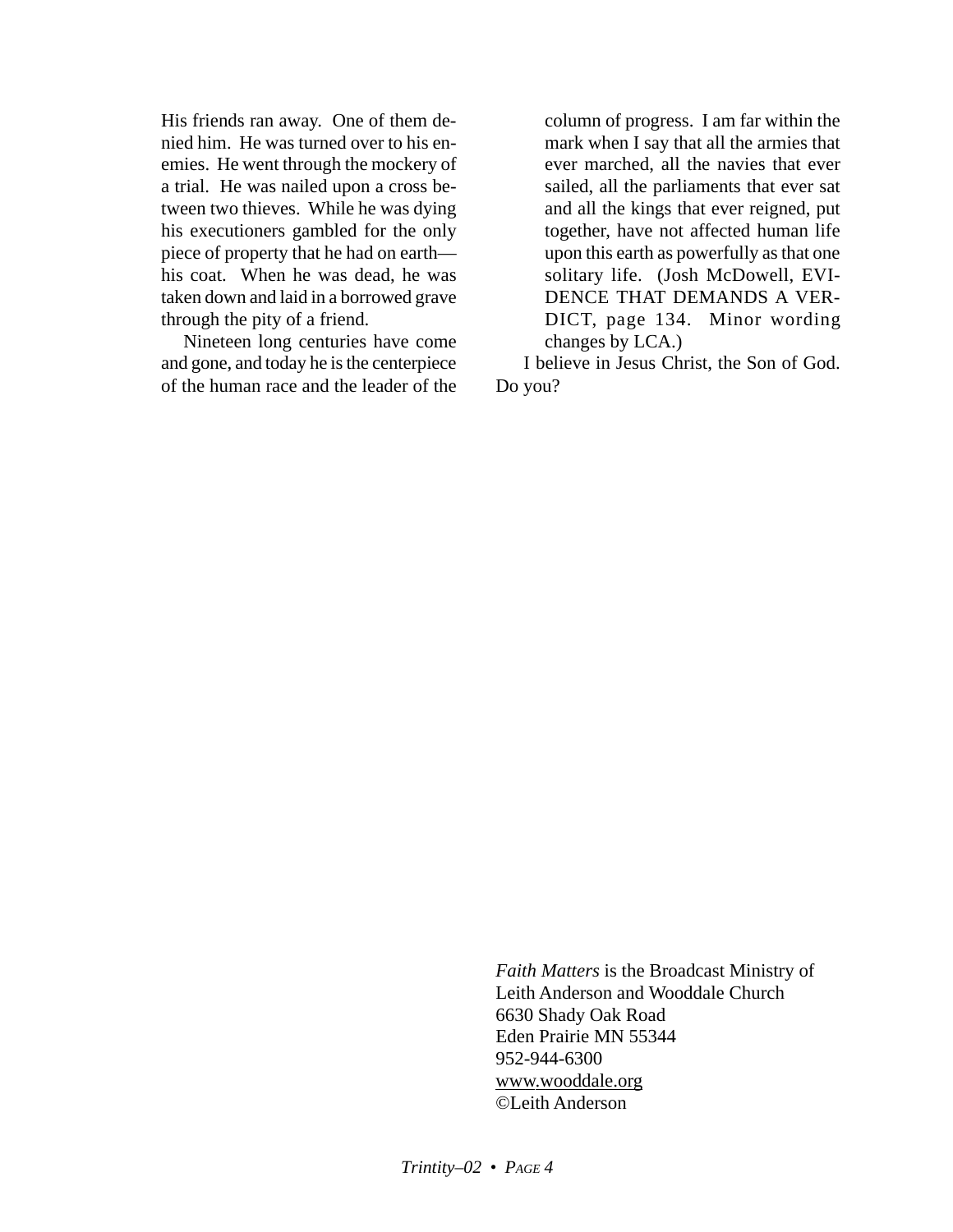His friends ran away. One of them denied him. He was turned over to his enemies. He went through the mockery of a trial. He was nailed upon a cross between two thieves. While he was dying his executioners gambled for the only piece of property that he had on earth—his coat. When he was dead, he was taken down and laid in a borrowed grave through the pity of a friend.

Nineteen long centuries have come and gone, and today he is the centerpiece of the human race and the leader of the column of progress. I am far within the mark when I say that all the armies that ever marched, all the navies that ever sailed, all the parliaments that ever sat and all the kings that ever reigned, put together, have not affected human life upon this earth as powerfully as that one solitary life. (Josh McDowell, EVIDENCE THAT DEMANDS A VERDICT, page 134. Minor wording changes by LCA.)

I believe in Jesus Christ, the Son of God. Do you?

*Faith Matters* is the Broadcast Ministry of
Leith Anderson and Wooddale Church
6630 Shady Oak Road
Eden Prairie MN 55344
952-944-6300
www.wooddale.org
©Leith Anderson